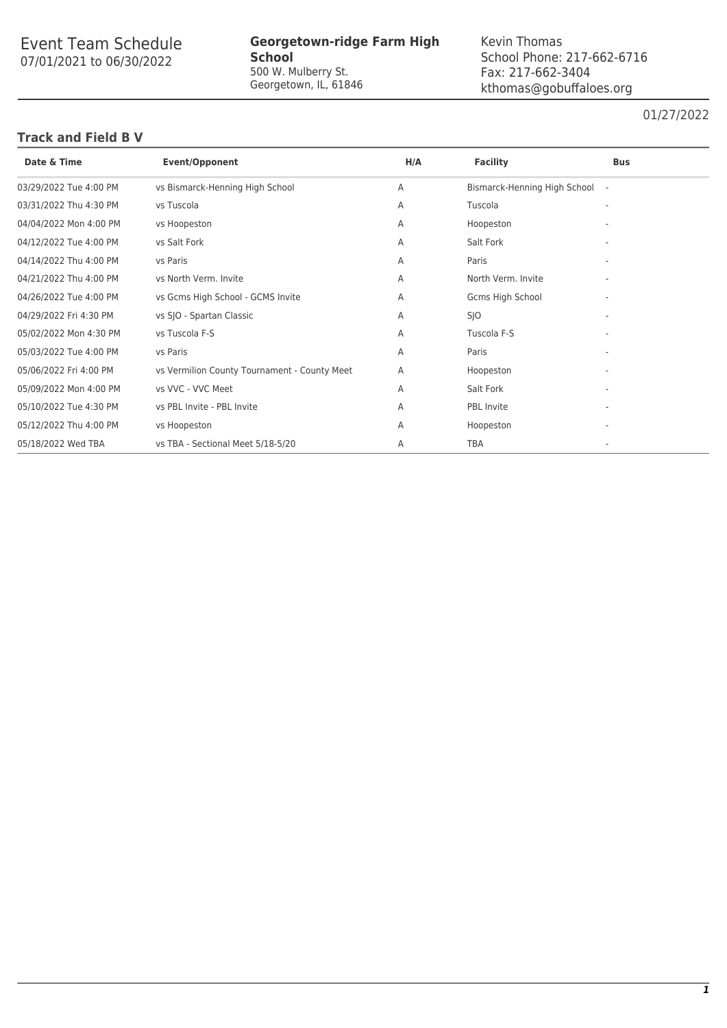# Event Team Schedule

07/01/2021 to 06/30/2022

**Georgetown-ridge Farm High School**
500 W. Mulberry St.
Georgetown, IL, 61846

Kevin Thomas
School Phone: 217-662-6716
Fax: 217-662-3404
kthomas@gobuffaloes.org

01/27/2022

## Track and Field B V

| Date & Time | Event/Opponent | H/A | Facility | Bus |
|---|---|---|---|---|
| 03/29/2022 Tue 4:00 PM | vs Bismarck-Henning High School | A | Bismarck-Henning High School | - |
| 03/31/2022 Thu 4:30 PM | vs Tuscola | A | Tuscola | - |
| 04/04/2022 Mon 4:00 PM | vs Hoopeston | A | Hoopeston | - |
| 04/12/2022 Tue 4:00 PM | vs Salt Fork | A | Salt Fork | - |
| 04/14/2022 Thu 4:00 PM | vs Paris | A | Paris | - |
| 04/21/2022 Thu 4:00 PM | vs North Verm. Invite | A | North Verm. Invite | - |
| 04/26/2022 Tue 4:00 PM | vs Gcms High School - GCMS Invite | A | Gcms High School | - |
| 04/29/2022 Fri 4:30 PM | vs SJO - Spartan Classic | A | SJO | - |
| 05/02/2022 Mon 4:30 PM | vs Tuscola F-S | A | Tuscola F-S | - |
| 05/03/2022 Tue 4:00 PM | vs Paris | A | Paris | - |
| 05/06/2022 Fri 4:00 PM | vs Vermilion County Tournament - County Meet | A | Hoopeston | - |
| 05/09/2022 Mon 4:00 PM | vs VVC - VVC Meet | A | Salt Fork | - |
| 05/10/2022 Tue 4:30 PM | vs PBL Invite - PBL Invite | A | PBL Invite | - |
| 05/12/2022 Thu 4:00 PM | vs Hoopeston | A | Hoopeston | - |
| 05/18/2022 Wed TBA | vs TBA - Sectional Meet 5/18-5/20 | A | TBA | - |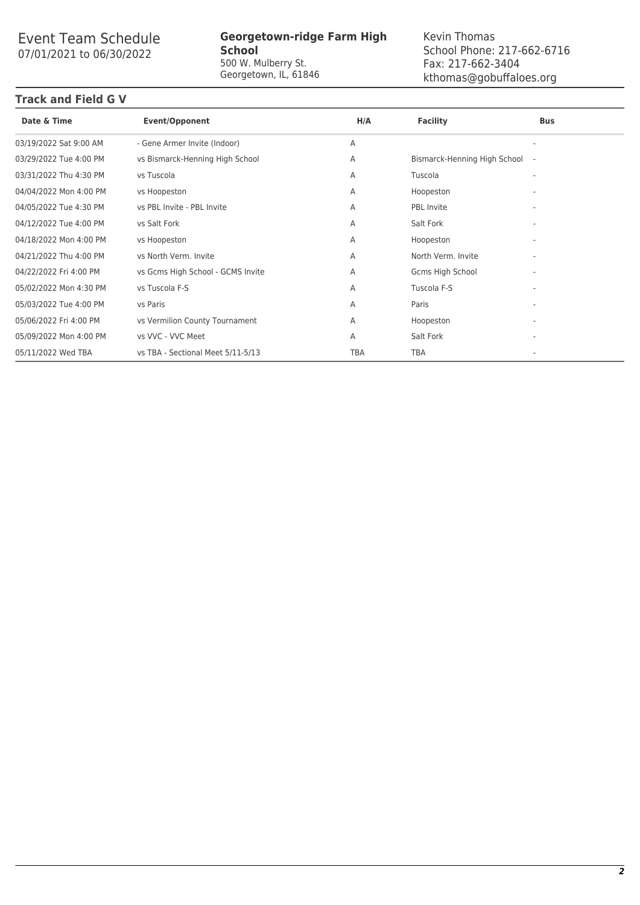Event Team Schedule
07/01/2021 to 06/30/2022

**Georgetown-ridge Farm High School**
500 W. Mulberry St.
Georgetown, IL, 61846

Kevin Thomas
School Phone: 217-662-6716
Fax: 217-662-3404
kthomas@gobuffaloes.org

## Track and Field G V

| Date & Time | Event/Opponent | H/A | Facility | Bus |
|---|---|---|---|---|
| 03/19/2022 Sat 9:00 AM | - Gene Armer Invite (Indoor) | A | | - |
| 03/29/2022 Tue 4:00 PM | vs Bismarck-Henning High School | A | Bismarck-Henning High School | - |
| 03/31/2022 Thu 4:30 PM | vs Tuscola | A | Tuscola | - |
| 04/04/2022 Mon 4:00 PM | vs Hoopeston | A | Hoopeston | - |
| 04/05/2022 Tue 4:30 PM | vs PBL Invite - PBL Invite | A | PBL Invite | - |
| 04/12/2022 Tue 4:00 PM | vs Salt Fork | A | Salt Fork | - |
| 04/18/2022 Mon 4:00 PM | vs Hoopeston | A | Hoopeston | - |
| 04/21/2022 Thu 4:00 PM | vs North Verm. Invite | A | North Verm. Invite | - |
| 04/22/2022 Fri 4:00 PM | vs Gcms High School - GCMS Invite | A | Gcms High School | - |
| 05/02/2022 Mon 4:30 PM | vs Tuscola F-S | A | Tuscola F-S | - |
| 05/03/2022 Tue 4:00 PM | vs Paris | A | Paris | - |
| 05/06/2022 Fri 4:00 PM | vs Vermilion County Tournament | A | Hoopeston | - |
| 05/09/2022 Mon 4:00 PM | vs VVC - VVC Meet | A | Salt Fork | - |
| 05/11/2022 Wed TBA | vs TBA - Sectional Meet 5/11-5/13 | TBA | TBA | - |